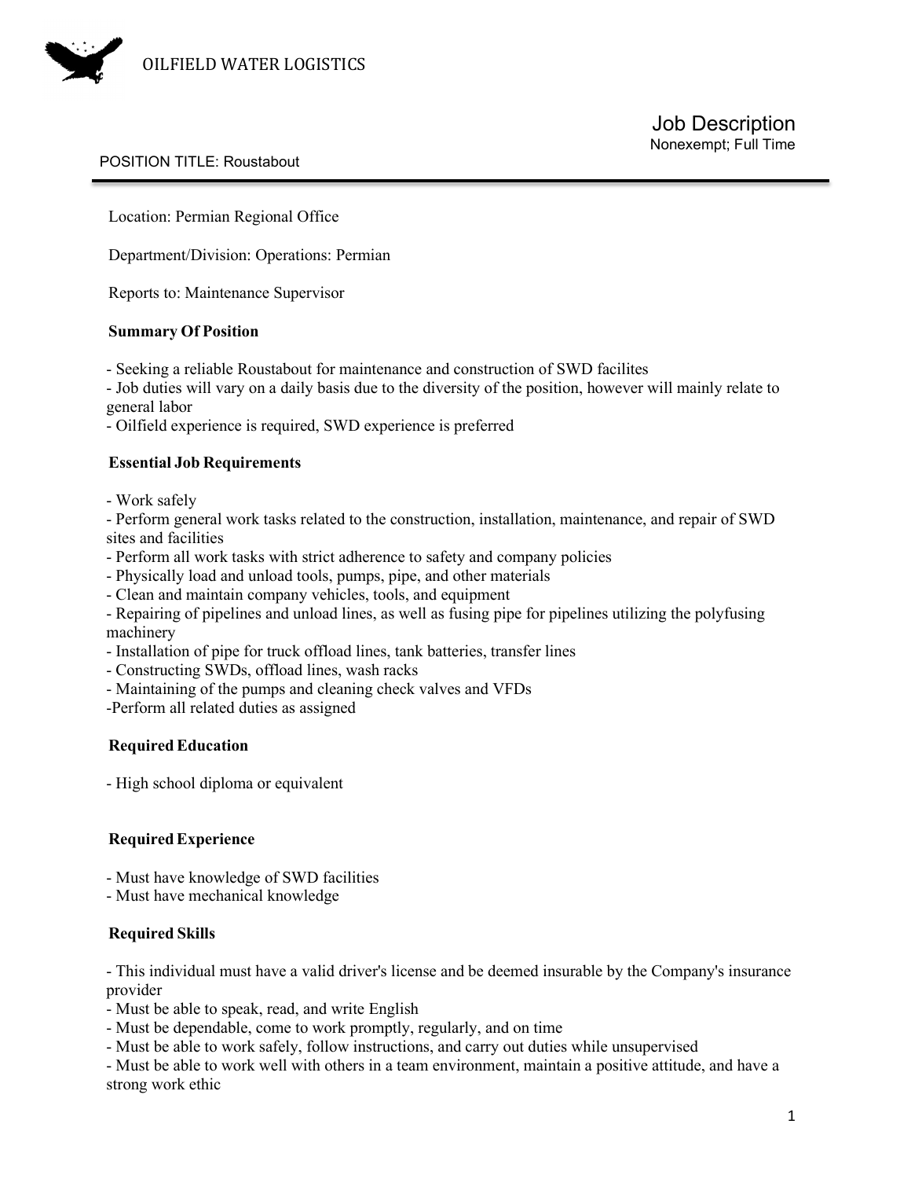OILFIELD WATER LOGISTICS

# Job Description

Nonexempt; Full Time

POSITION TITLE: Roustabout

---

Location: Permian Regional Office

Department/Division: Operations: Permian

Reports to: Maintenance Supervisor

**Summary Of Position**

- Seeking a reliable Roustabout for maintenance and construction of SWD facilites
- Job duties will vary on a daily basis due to the diversity of the position, however will mainly relate to general labor
- Oilfield experience is required, SWD experience is preferred

**Essential Job Requirements**

- Work safely
- Perform general work tasks related to the construction, installation, maintenance, and repair of SWD sites and facilities
- Perform all work tasks with strict adherence to safety and company policies
- Physically load and unload tools, pumps, pipe, and other materials
- Clean and maintain company vehicles, tools, and equipment
- Repairing of pipelines and unload lines, as well as fusing pipe for pipelines utilizing the polyfusing machinery
- Installation of pipe for truck offload lines, tank batteries, transfer lines
- Constructing SWDs, offload lines, wash racks
- Maintaining of the pumps and cleaning check valves and VFDs
- Perform all related duties as assigned

**Required Education**

- High school diploma or equivalent

**Required Experience**

- Must have knowledge of SWD facilities
- Must have mechanical knowledge

**Required Skills**

- This individual must have a valid driver's license and be deemed insurable by the Company's insurance provider
- Must be able to speak, read, and write English
- Must be dependable, come to work promptly, regularly, and on time
- Must be able to work safely, follow instructions, and carry out duties while unsupervised
- Must be able to work well with others in a team environment, maintain a positive attitude, and have a strong work ethic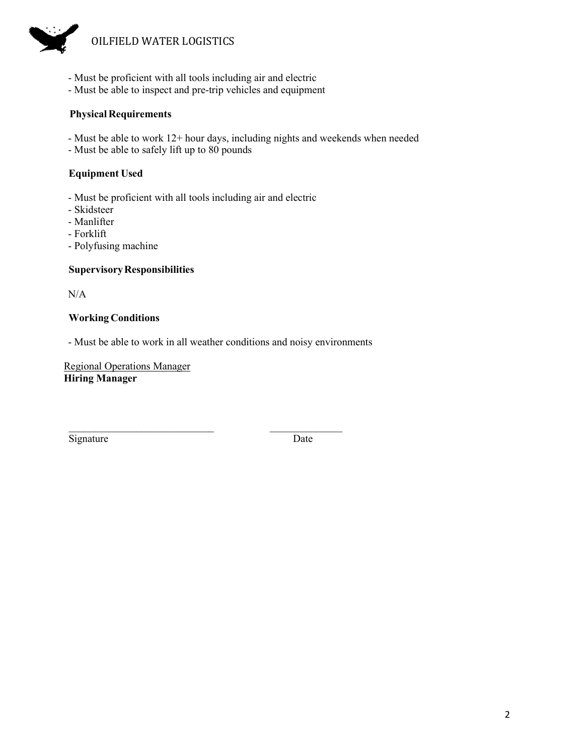- Must be proficient with all tools including air and electric
- Must be able to inspect and pre-trip vehicles and equipment

**Physical Requirements**

- Must be able to work 12+ hour days, including nights and weekends when needed
- Must be able to safely lift up to 80 pounds

**Equipment Used**

- Must be proficient with all tools including air and electric
- Skidsteer
- Manlifter
- Forklift
- Polyfusing machine

**Supervisory Responsibilities**

N/A

**Working Conditions**

- Must be able to work in all weather conditions and noisy environments

Regional Operations Manager
**Hiring Manager**

____________________________ ______________
Signature Date